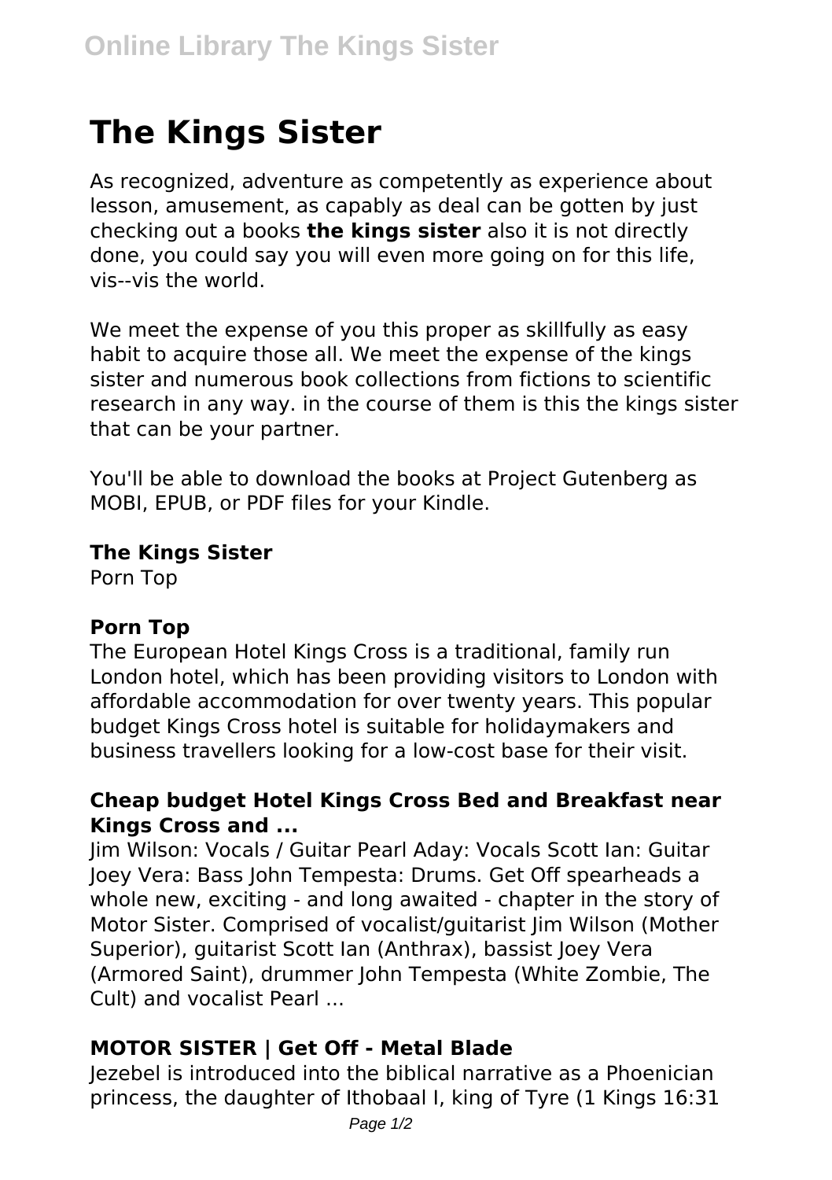# The Kings Sister

As recognized, adventure as competently as experience about lesson, amusement, as capably as deal can be gotten by just checking out a books **the kings sister** also it is not directly done, you could say you will even more going on for this life, vis--vis the world.

We meet the expense of you this proper as skillfully as easy habit to acquire those all. We meet the expense of the kings sister and numerous book collections from fictions to scientific research in any way. in the course of them is this the kings sister that can be your partner.

You'll be able to download the books at Project Gutenberg as MOBI, EPUB, or PDF files for your Kindle.

### The Kings Sister

Porn Top

### Porn Top

The European Hotel Kings Cross is a traditional, family run London hotel, which has been providing visitors to London with affordable accommodation for over twenty years. This popular budget Kings Cross hotel is suitable for holidaymakers and business travellers looking for a low-cost base for their visit.

### Cheap budget Hotel Kings Cross Bed and Breakfast near Kings Cross and ...

Jim Wilson: Vocals / Guitar Pearl Aday: Vocals Scott Ian: Guitar Joey Vera: Bass John Tempesta: Drums. Get Off spearheads a whole new, exciting - and long awaited - chapter in the story of Motor Sister. Comprised of vocalist/guitarist Jim Wilson (Mother Superior), guitarist Scott Ian (Anthrax), bassist Joey Vera (Armored Saint), drummer John Tempesta (White Zombie, The Cult) and vocalist Pearl ...

### MOTOR SISTER | Get Off - Metal Blade

Jezebel is introduced into the biblical narrative as a Phoenician princess, the daughter of Ithobaal I, king of Tyre (1 Kings 16:31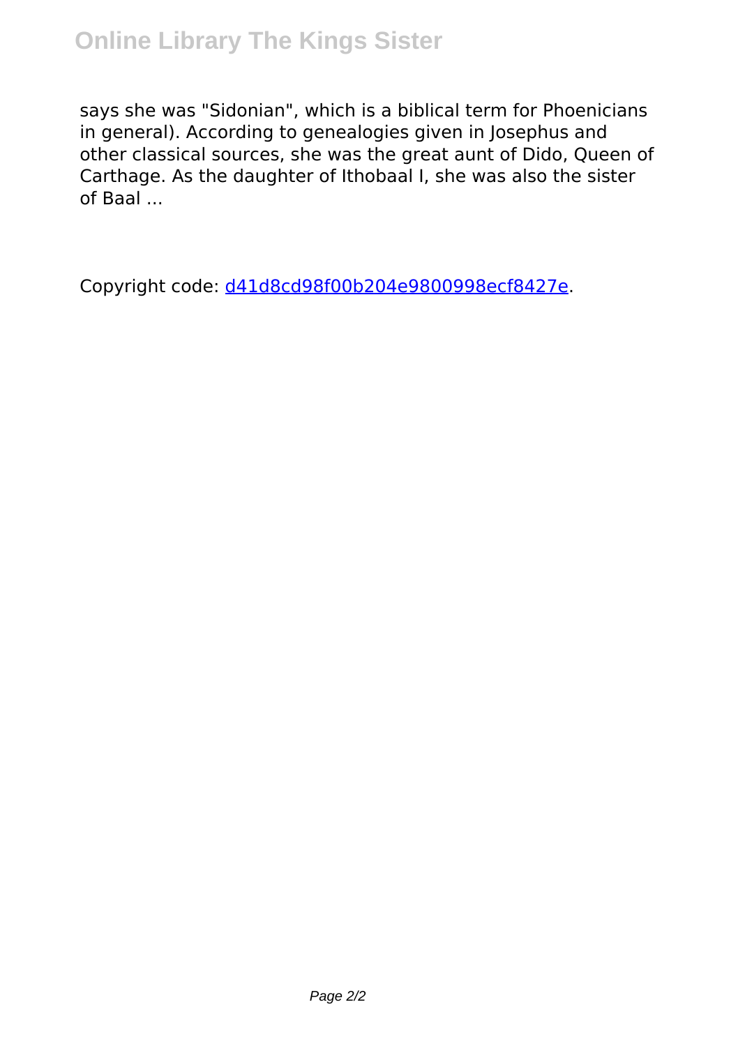says she was "Sidonian", which is a biblical term for Phoenicians in general). According to genealogies given in Josephus and other classical sources, she was the great aunt of Dido, Queen of Carthage. As the daughter of Ithobaal I, she was also the sister of Baal ...

Copyright code: d41d8cd98f00b204e9800998ecf8427e.